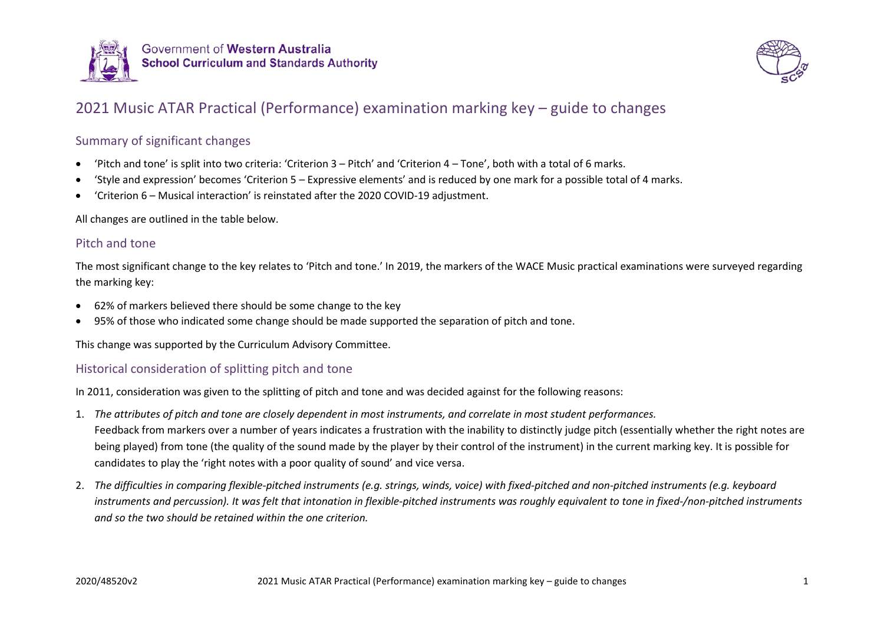# 2021 Music ATAR Practical (Performance) examination marking key – guide to changes

## Summary of significant changes

- 'Pitch and tone' is split into two criteria: 'Criterion 3 – Pitch' and 'Criterion 4 – Tone', both with a total of 6 marks.
- 'Style and expression' becomes 'Criterion 5 – Expressive elements' and is reduced by one mark for a possible total of 4 marks.
- 'Criterion 6 – Musical interaction' is reinstated after the 2020 COVID-19 adjustment.

All changes are outlined in the table below.

## Pitch and tone

The most significant change to the key relates to 'Pitch and tone.' In 2019, the markers of the WACE Music practical examinations were surveyed regarding the marking key:

- 62% of markers believed there should be some change to the key
- 95% of those who indicated some change should be made supported the separation of pitch and tone.

This change was supported by the Curriculum Advisory Committee.

## Historical consideration of splitting pitch and tone

In 2011, consideration was given to the splitting of pitch and tone and was decided against for the following reasons:

1. *The attributes of pitch and tone are closely dependent in most instruments, and correlate in most student performances.*
   Feedback from markers over a number of years indicates a frustration with the inability to distinctly judge pitch (essentially whether the right notes are being played) from tone (the quality of the sound made by the player by their control of the instrument) in the current marking key. It is possible for candidates to play the 'right notes with a poor quality of sound' and vice versa.

2. *The difficulties in comparing flexible-pitched instruments (e.g. strings, winds, voice) with fixed-pitched and non-pitched instruments (e.g. keyboard instruments and percussion). It was felt that intonation in flexible-pitched instruments was roughly equivalent to tone in fixed-/non-pitched instruments and so the two should be retained within the one criterion.*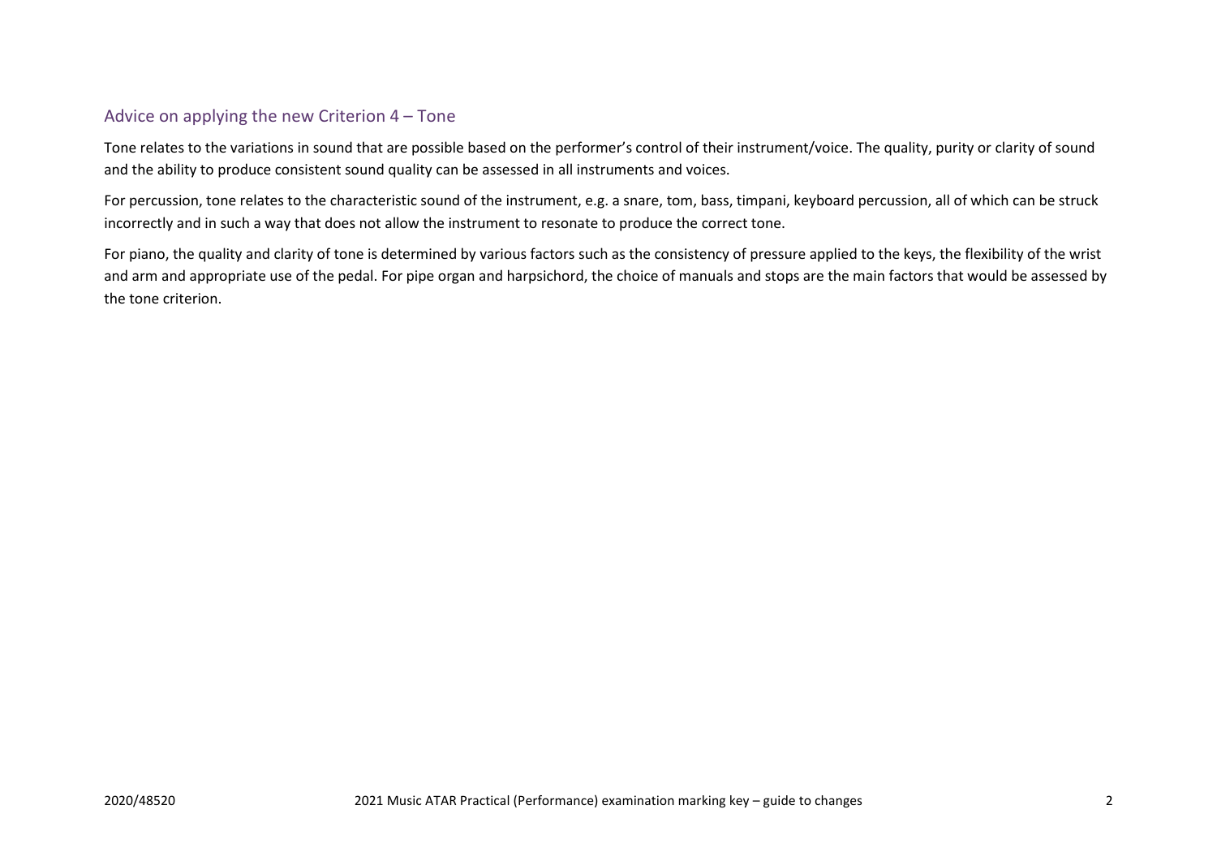## Advice on applying the new Criterion 4 – Tone

Tone relates to the variations in sound that are possible based on the performer's control of their instrument/voice. The quality, purity or clarity of sound and the ability to produce consistent sound quality can be assessed in all instruments and voices.

For percussion, tone relates to the characteristic sound of the instrument, e.g. a snare, tom, bass, timpani, keyboard percussion, all of which can be struck incorrectly and in such a way that does not allow the instrument to resonate to produce the correct tone.

For piano, the quality and clarity of tone is determined by various factors such as the consistency of pressure applied to the keys, the flexibility of the wrist and arm and appropriate use of the pedal. For pipe organ and harpsichord, the choice of manuals and stops are the main factors that would be assessed by the tone criterion.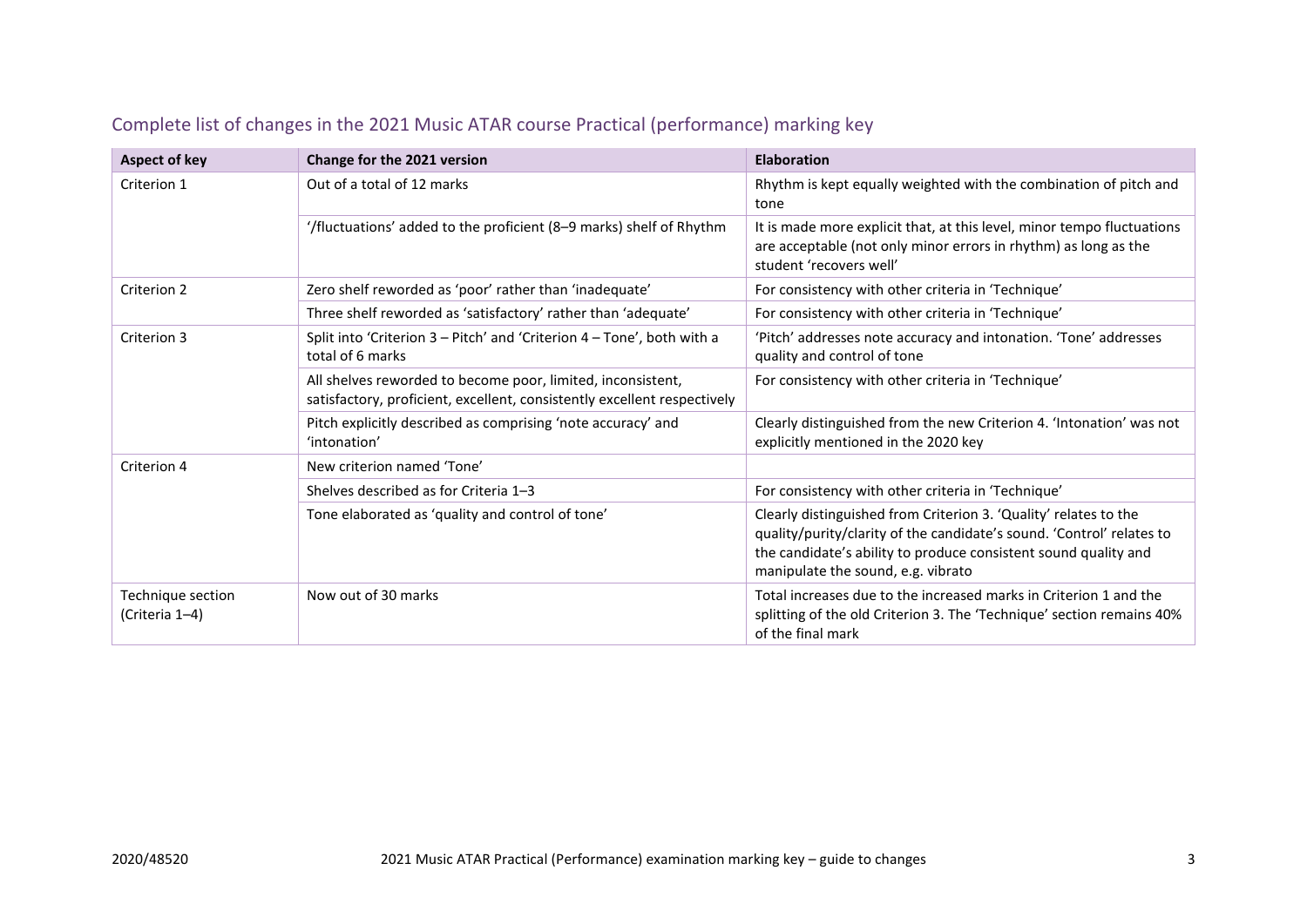## Complete list of changes in the 2021 Music ATAR course Practical (performance) marking key

| Aspect of key | Change for the 2021 version | Elaboration |
|---|---|---|
| Criterion 1 | Out of a total of 12 marks | Rhythm is kept equally weighted with the combination of pitch and tone |
| | '/fluctuations' added to the proficient (8–9 marks) shelf of Rhythm | It is made more explicit that, at this level, minor tempo fluctuations are acceptable (not only minor errors in rhythm) as long as the student 'recovers well' |
| Criterion 2 | Zero shelf reworded as 'poor' rather than 'inadequate' | For consistency with other criteria in 'Technique' |
| | Three shelf reworded as 'satisfactory' rather than 'adequate' | For consistency with other criteria in 'Technique' |
| Criterion 3 | Split into 'Criterion 3 – Pitch' and 'Criterion 4 – Tone', both with a total of 6 marks | 'Pitch' addresses note accuracy and intonation. 'Tone' addresses quality and control of tone |
| | All shelves reworded to become poor, limited, inconsistent, satisfactory, proficient, excellent, consistently excellent respectively | For consistency with other criteria in 'Technique' |
| | Pitch explicitly described as comprising 'note accuracy' and 'intonation' | Clearly distinguished from the new Criterion 4. 'Intonation' was not explicitly mentioned in the 2020 key |
| Criterion 4 | New criterion named 'Tone' | |
| | Shelves described as for Criteria 1–3 | For consistency with other criteria in 'Technique' |
| | Tone elaborated as 'quality and control of tone' | Clearly distinguished from Criterion 3. 'Quality' relates to the quality/purity/clarity of the candidate's sound. 'Control' relates to the candidate's ability to produce consistent sound quality and manipulate the sound, e.g. vibrato |
| Technique section (Criteria 1–4) | Now out of 30 marks | Total increases due to the increased marks in Criterion 1 and the splitting of the old Criterion 3. The 'Technique' section remains 40% of the final mark |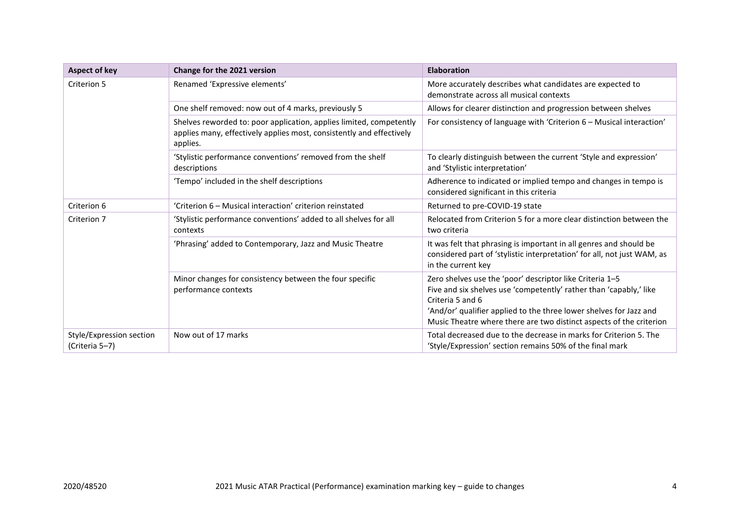| Aspect of key | Change for the 2021 version | Elaboration |
| --- | --- | --- |
| Criterion 5 | Renamed 'Expressive elements' | More accurately describes what candidates are expected to demonstrate across all musical contexts |
| | One shelf removed: now out of 4 marks, previously 5 | Allows for clearer distinction and progression between shelves |
| | Shelves reworded to: poor application, applies limited, competently applies many, effectively applies most, consistently and effectively applies. | For consistency of language with 'Criterion 6 – Musical interaction' |
| | 'Stylistic performance conventions' removed from the shelf descriptions | To clearly distinguish between the current 'Style and expression' and 'Stylistic interpretation' |
| | 'Tempo' included in the shelf descriptions | Adherence to indicated or implied tempo and changes in tempo is considered significant in this criteria |
| Criterion 6 | 'Criterion 6 – Musical interaction' criterion reinstated | Returned to pre-COVID-19 state |
| Criterion 7 | 'Stylistic performance conventions' added to all shelves for all contexts | Relocated from Criterion 5 for a more clear distinction between the two criteria |
| | 'Phrasing' added to Contemporary, Jazz and Music Theatre | It was felt that phrasing is important in all genres and should be considered part of 'stylistic interpretation' for all, not just WAM, as in the current key |
| | Minor changes for consistency between the four specific performance contexts | Zero shelves use the 'poor' descriptor like Criteria 1–5<br>Five and six shelves use 'competently' rather than 'capably,' like Criteria 5 and 6<br>'And/or' qualifier applied to the three lower shelves for Jazz and Music Theatre where there are two distinct aspects of the criterion |
| Style/Expression section (Criteria 5–7) | Now out of 17 marks | Total decreased due to the decrease in marks for Criterion 5. The 'Style/Expression' section remains 50% of the final mark |